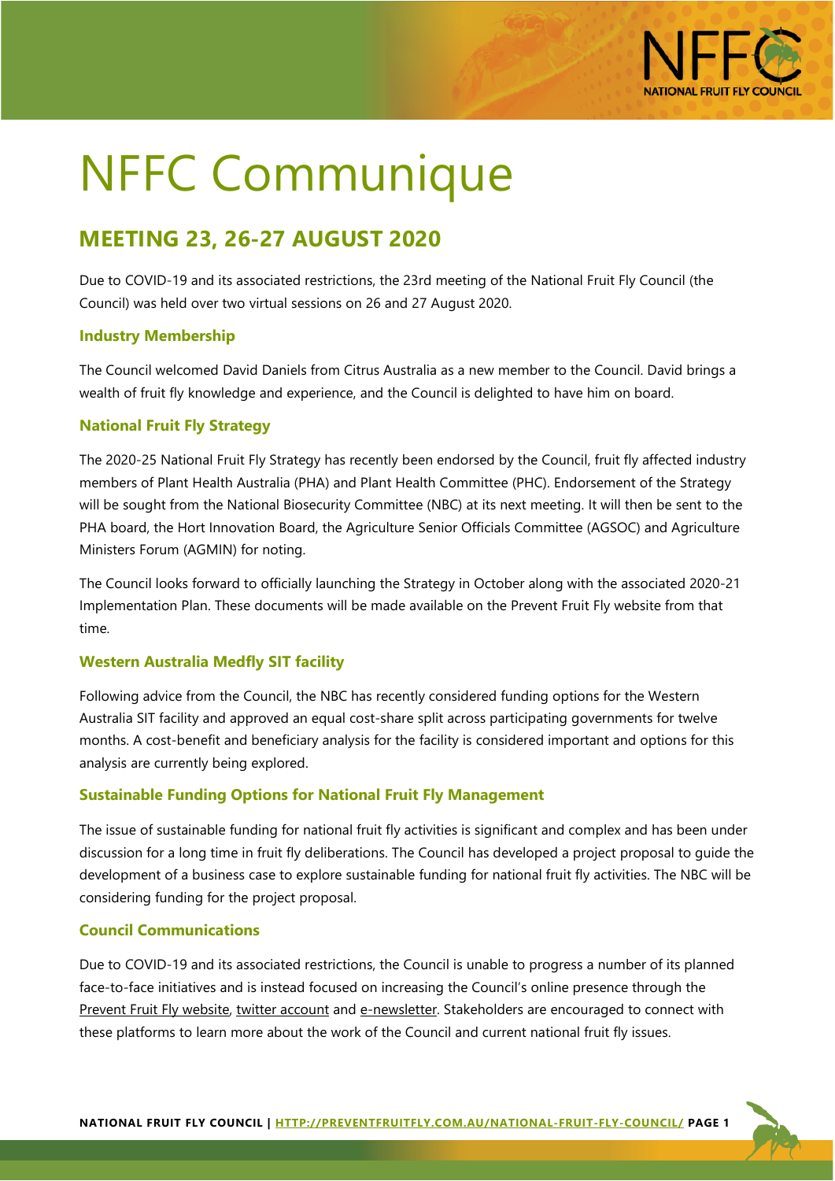# NFFC Communique

## MEETING 23, 26-27 AUGUST 2020

Due to COVID-19 and its associated restrictions, the 23rd meeting of the National Fruit Fly Council (the Council) was held over two virtual sessions on 26 and 27 August 2020.

### Industry Membership

The Council welcomed David Daniels from Citrus Australia as a new member to the Council. David brings a wealth of fruit fly knowledge and experience, and the Council is delighted to have him on board.

### National Fruit Fly Strategy

The 2020-25 National Fruit Fly Strategy has recently been endorsed by the Council, fruit fly affected industry members of Plant Health Australia (PHA) and Plant Health Committee (PHC). Endorsement of the Strategy will be sought from the National Biosecurity Committee (NBC) at its next meeting. It will then be sent to the PHA board, the Hort Innovation Board, the Agriculture Senior Officials Committee (AGSOC) and Agriculture Ministers Forum (AGMIN) for noting.

The Council looks forward to officially launching the Strategy in October along with the associated 2020-21 Implementation Plan. These documents will be made available on the Prevent Fruit Fly website from that time.

### Western Australia Medfly SIT facility

Following advice from the Council, the NBC has recently considered funding options for the Western Australia SIT facility and approved an equal cost-share split across participating governments for twelve months. A cost-benefit and beneficiary analysis for the facility is considered important and options for this analysis are currently being explored.

### Sustainable Funding Options for National Fruit Fly Management

The issue of sustainable funding for national fruit fly activities is significant and complex and has been under discussion for a long time in fruit fly deliberations. The Council has developed a project proposal to guide the development of a business case to explore sustainable funding for national fruit fly activities. The NBC will be considering funding for the project proposal.

### Council Communications

Due to COVID-19 and its associated restrictions, the Council is unable to progress a number of its planned face-to-face initiatives and is instead focused on increasing the Council's online presence through the Prevent Fruit Fly website, twitter account and e-newsletter. Stakeholders are encouraged to connect with these platforms to learn more about the work of the Council and current national fruit fly issues.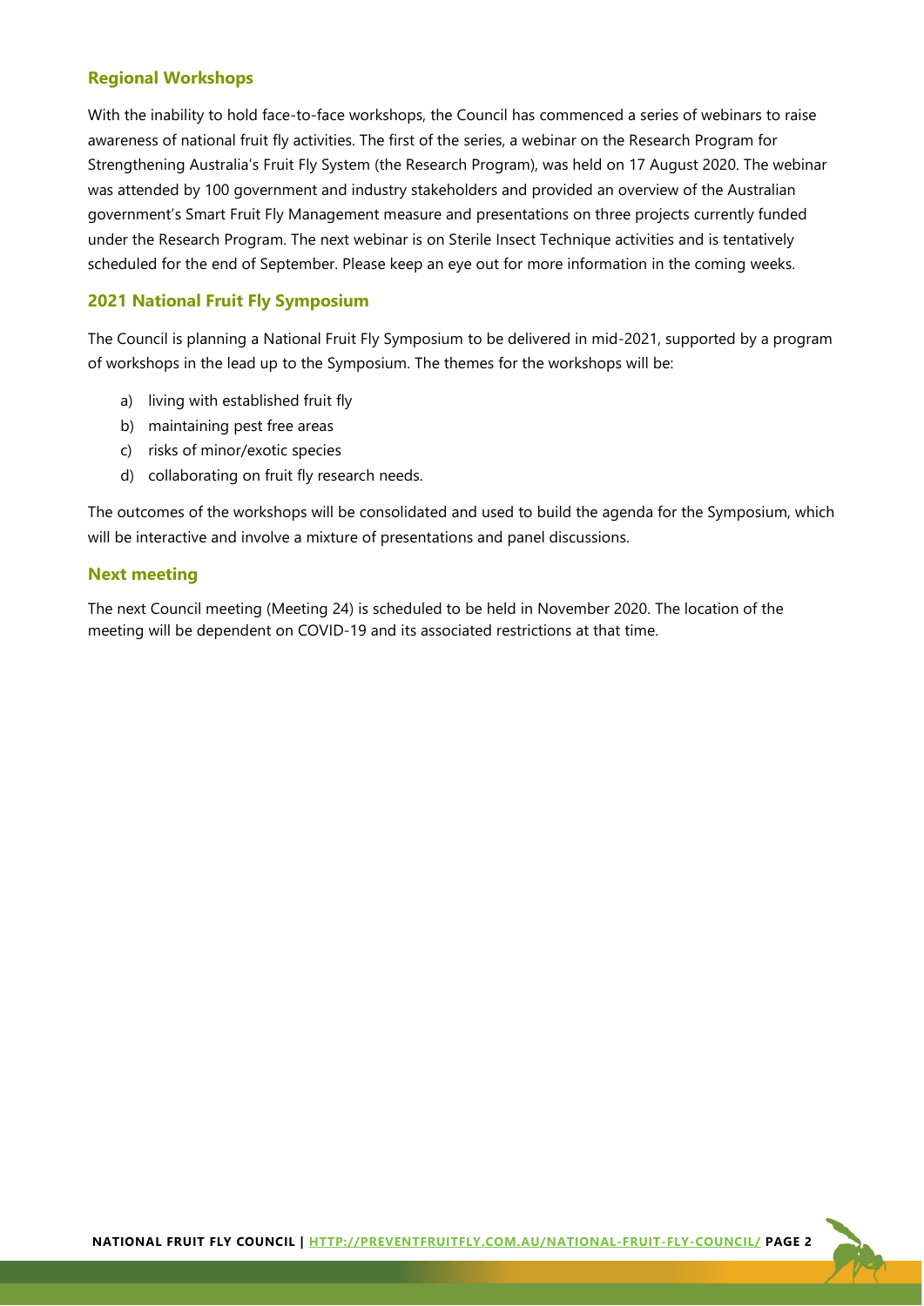## Regional Workshops

With the inability to hold face-to-face workshops, the Council has commenced a series of webinars to raise awareness of national fruit fly activities. The first of the series, a webinar on the Research Program for Strengthening Australia's Fruit Fly System (the Research Program), was held on 17 August 2020. The webinar was attended by 100 government and industry stakeholders and provided an overview of the Australian government's Smart Fruit Fly Management measure and presentations on three projects currently funded under the Research Program. The next webinar is on Sterile Insect Technique activities and is tentatively scheduled for the end of September. Please keep an eye out for more information in the coming weeks.

## 2021 National Fruit Fly Symposium

The Council is planning a National Fruit Fly Symposium to be delivered in mid-2021, supported by a program of workshops in the lead up to the Symposium. The themes for the workshops will be:

a) living with established fruit fly
b) maintaining pest free areas
c) risks of minor/exotic species
d) collaborating on fruit fly research needs.

The outcomes of the workshops will be consolidated and used to build the agenda for the Symposium, which will be interactive and involve a mixture of presentations and panel discussions.

## Next meeting

The next Council meeting (Meeting 24) is scheduled to be held in November 2020. The location of the meeting will be dependent on COVID-19 and its associated restrictions at that time.